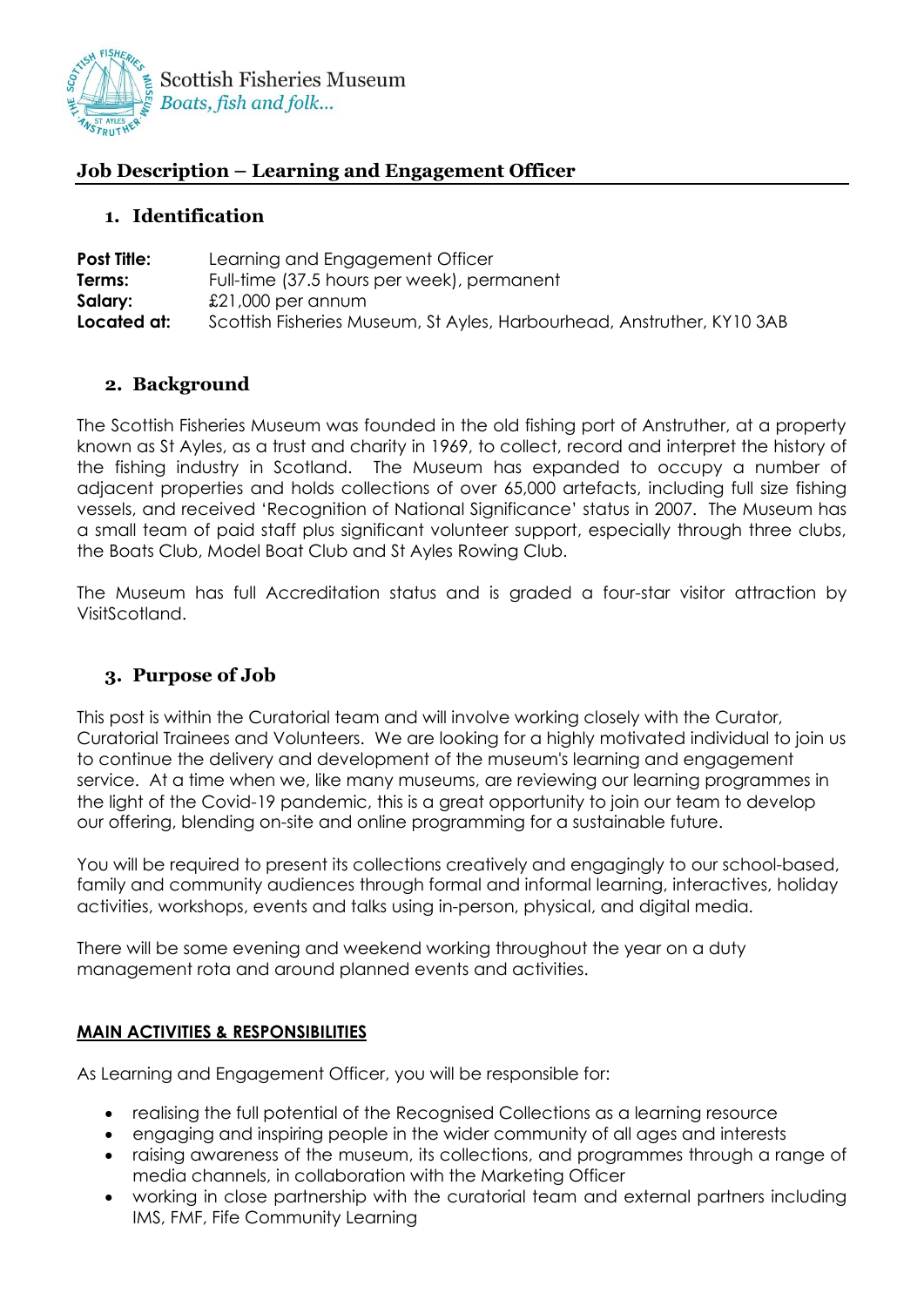Scottish Fisheries Museum
*Boats, fish and folk...*

# Job Description – Learning and Engagement Officer

## 1. Identification

**Post Title:** Learning and Engagement Officer
**Terms:** Full-time (37.5 hours per week), permanent
**Salary:** £21,000 per annum
**Located at:** Scottish Fisheries Museum, St Ayles, Harbourhead, Anstruther, KY10 3AB

## 2. Background

The Scottish Fisheries Museum was founded in the old fishing port of Anstruther, at a property known as St Ayles, as a trust and charity in 1969, to collect, record and interpret the history of the fishing industry in Scotland. The Museum has expanded to occupy a number of adjacent properties and holds collections of over 65,000 artefacts, including full size fishing vessels, and received 'Recognition of National Significance' status in 2007. The Museum has a small team of paid staff plus significant volunteer support, especially through three clubs, the Boats Club, Model Boat Club and St Ayles Rowing Club.

The Museum has full Accreditation status and is graded a four-star visitor attraction by VisitScotland.

## 3. Purpose of Job

This post is within the Curatorial team and will involve working closely with the Curator, Curatorial Trainees and Volunteers. We are looking for a highly motivated individual to join us to continue the delivery and development of the museum's learning and engagement service. At a time when we, like many museums, are reviewing our learning programmes in the light of the Covid-19 pandemic, this is a great opportunity to join our team to develop our offering, blending on-site and online programming for a sustainable future.

You will be required to present its collections creatively and engagingly to our school-based, family and community audiences through formal and informal learning, interactives, holiday activities, workshops, events and talks using in-person, physical, and digital media.

There will be some evening and weekend working throughout the year on a duty management rota and around planned events and activities.

**MAIN ACTIVITIES & RESPONSIBILITIES**

As Learning and Engagement Officer, you will be responsible for:

- realising the full potential of the Recognised Collections as a learning resource
- engaging and inspiring people in the wider community of all ages and interests
- raising awareness of the museum, its collections, and programmes through a range of media channels, in collaboration with the Marketing Officer
- working in close partnership with the curatorial team and external partners including IMS, FMF, Fife Community Learning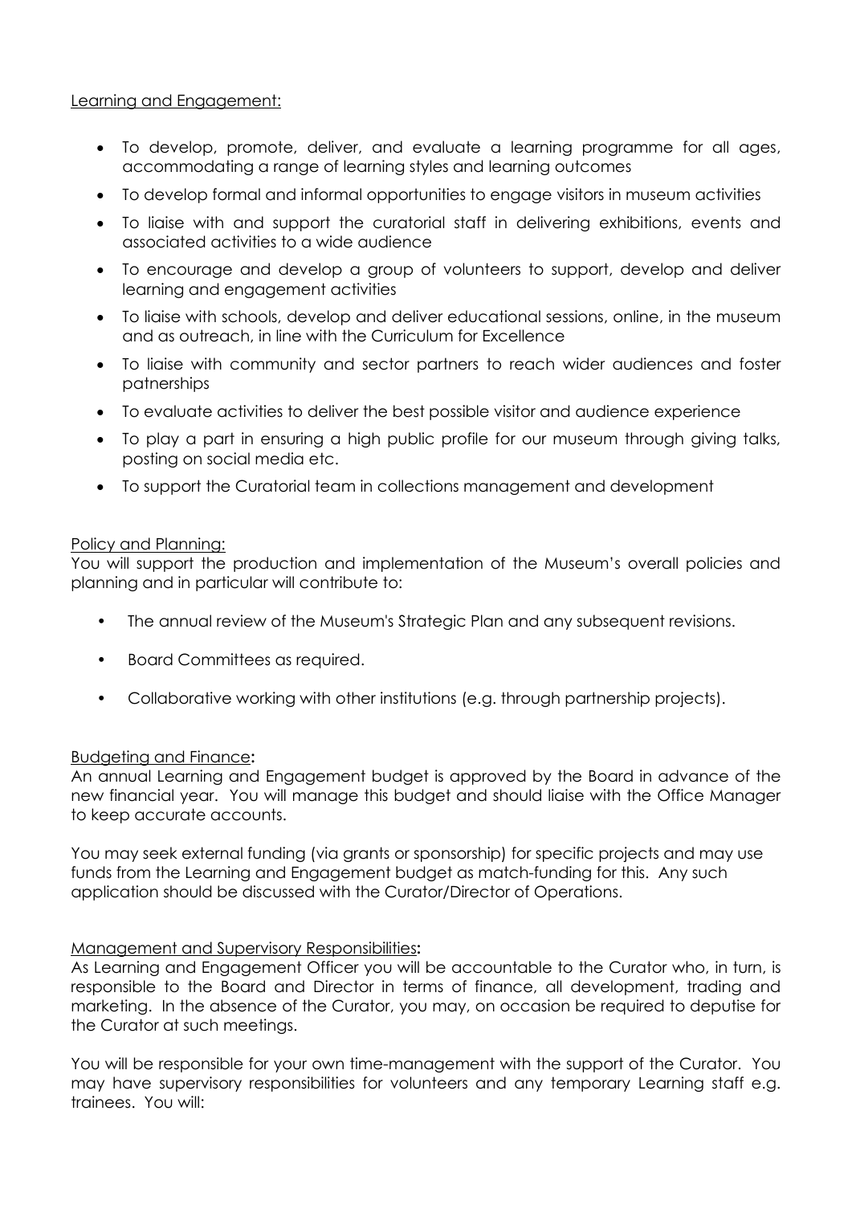Learning and Engagement:

- To develop, promote, deliver, and evaluate a learning programme for all ages, accommodating a range of learning styles and learning outcomes
- To develop formal and informal opportunities to engage visitors in museum activities
- To liaise with and support the curatorial staff in delivering exhibitions, events and associated activities to a wide audience
- To encourage and develop a group of volunteers to support, develop and deliver learning and engagement activities
- To liaise with schools, develop and deliver educational sessions, online, in the museum and as outreach, in line with the Curriculum for Excellence
- To liaise with community and sector partners to reach wider audiences and foster patnerships
- To evaluate activities to deliver the best possible visitor and audience experience
- To play a part in ensuring a high public profile for our museum through giving talks, posting on social media etc.
- To support the Curatorial team in collections management and development

Policy and Planning:

You will support the production and implementation of the Museum's overall policies and planning and in particular will contribute to:

- The annual review of the Museum's Strategic Plan and any subsequent revisions.
- Board Committees as required.
- Collaborative working with other institutions (e.g. through partnership projects).

Budgeting and Finance:

An annual Learning and Engagement budget is approved by the Board in advance of the new financial year. You will manage this budget and should liaise with the Office Manager to keep accurate accounts.

You may seek external funding (via grants or sponsorship) for specific projects and may use funds from the Learning and Engagement budget as match-funding for this. Any such application should be discussed with the Curator/Director of Operations.

Management and Supervisory Responsibilities:

As Learning and Engagement Officer you will be accountable to the Curator who, in turn, is responsible to the Board and Director in terms of finance, all development, trading and marketing. In the absence of the Curator, you may, on occasion be required to deputise for the Curator at such meetings.

You will be responsible for your own time-management with the support of the Curator. You may have supervisory responsibilities for volunteers and any temporary Learning staff e.g. trainees. You will: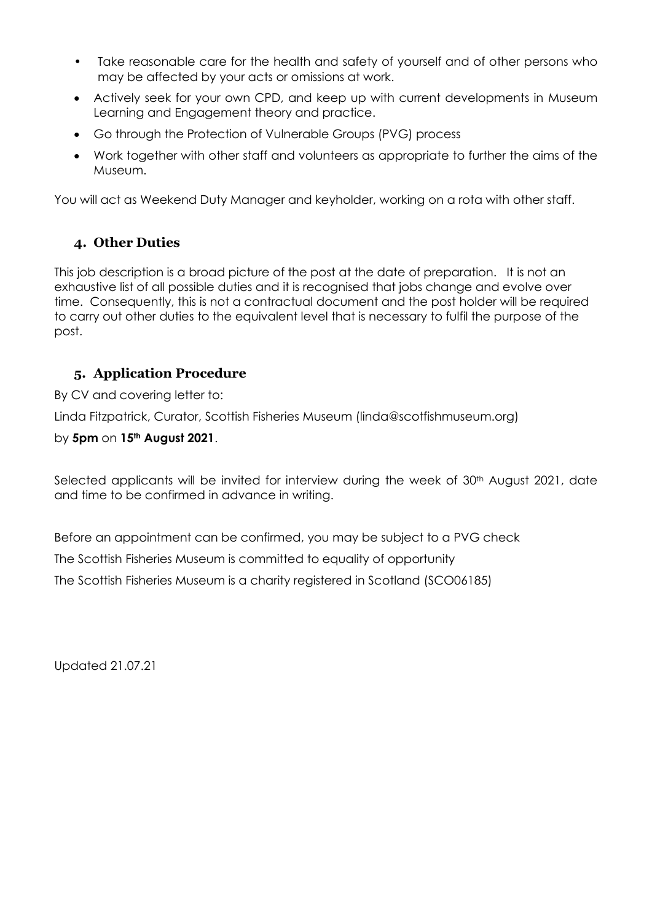- Take reasonable care for the health and safety of yourself and of other persons who may be affected by your acts or omissions at work.
- Actively seek for your own CPD, and keep up with current developments in Museum Learning and Engagement theory and practice.
- Go through the Protection of Vulnerable Groups (PVG) process
- Work together with other staff and volunteers as appropriate to further the aims of the Museum.

You will act as Weekend Duty Manager and keyholder, working on a rota with other staff.

## 4. Other Duties

This job description is a broad picture of the post at the date of preparation. It is not an exhaustive list of all possible duties and it is recognised that jobs change and evolve over time. Consequently, this is not a contractual document and the post holder will be required to carry out other duties to the equivalent level that is necessary to fulfil the purpose of the post.

## 5. Application Procedure

By CV and covering letter to:

Linda Fitzpatrick, Curator, Scottish Fisheries Museum (linda@scotfishmuseum.org)

by **5pm** on **15th August 2021**.

Selected applicants will be invited for interview during the week of 30th August 2021, date and time to be confirmed in advance in writing.

Before an appointment can be confirmed, you may be subject to a PVG check

The Scottish Fisheries Museum is committed to equality of opportunity

The Scottish Fisheries Museum is a charity registered in Scotland (SCO06185)

Updated 21.07.21